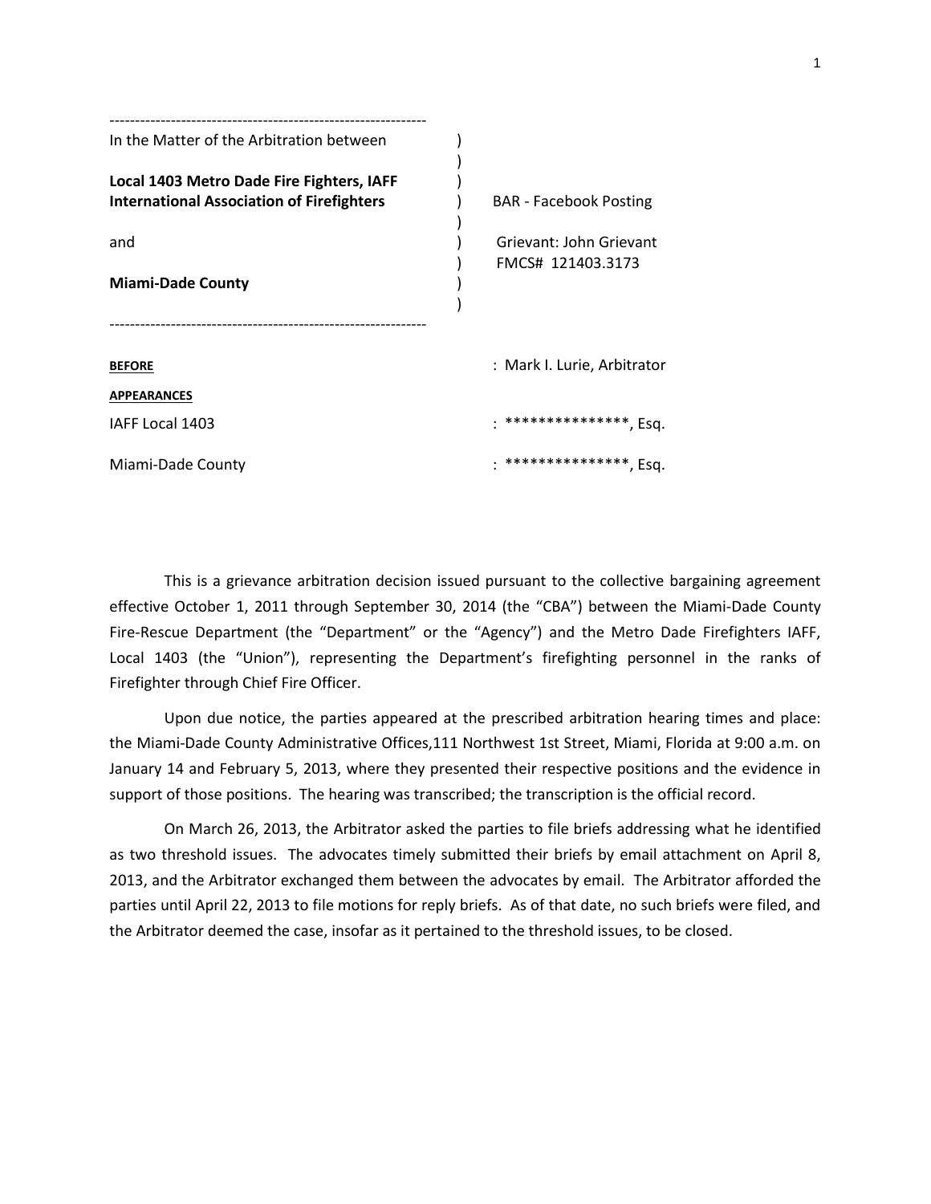-------------------------------------------------------------

In the Matter of the Arbitration between )

**Local 1403 Metro Dade Fire Fighters, IAFF**
**International Association of Firefighters** ) BAR - Facebook Posting

and ) Grievant: John Grievant
) FMCS# 121403.3173

**Miami-Dade County** )

-------------------------------------------------------------

**BEFORE** : Mark I. Lurie, Arbitrator

**APPEARANCES**

IAFF Local 1403 : ***************, Esq.

Miami-Dade County : ***************, Esq.

This is a grievance arbitration decision issued pursuant to the collective bargaining agreement effective October 1, 2011 through September 30, 2014 (the "CBA") between the Miami-Dade County Fire-Rescue Department (the "Department" or the "Agency") and the Metro Dade Firefighters IAFF, Local 1403 (the "Union"), representing the Department's firefighting personnel in the ranks of Firefighter through Chief Fire Officer.

Upon due notice, the parties appeared at the prescribed arbitration hearing times and place: the Miami-Dade County Administrative Offices,111 Northwest 1st Street, Miami, Florida at 9:00 a.m. on January 14 and February 5, 2013, where they presented their respective positions and the evidence in support of those positions. The hearing was transcribed; the transcription is the official record.

On March 26, 2013, the Arbitrator asked the parties to file briefs addressing what he identified as two threshold issues. The advocates timely submitted their briefs by email attachment on April 8, 2013, and the Arbitrator exchanged them between the advocates by email. The Arbitrator afforded the parties until April 22, 2013 to file motions for reply briefs. As of that date, no such briefs were filed, and the Arbitrator deemed the case, insofar as it pertained to the threshold issues, to be closed.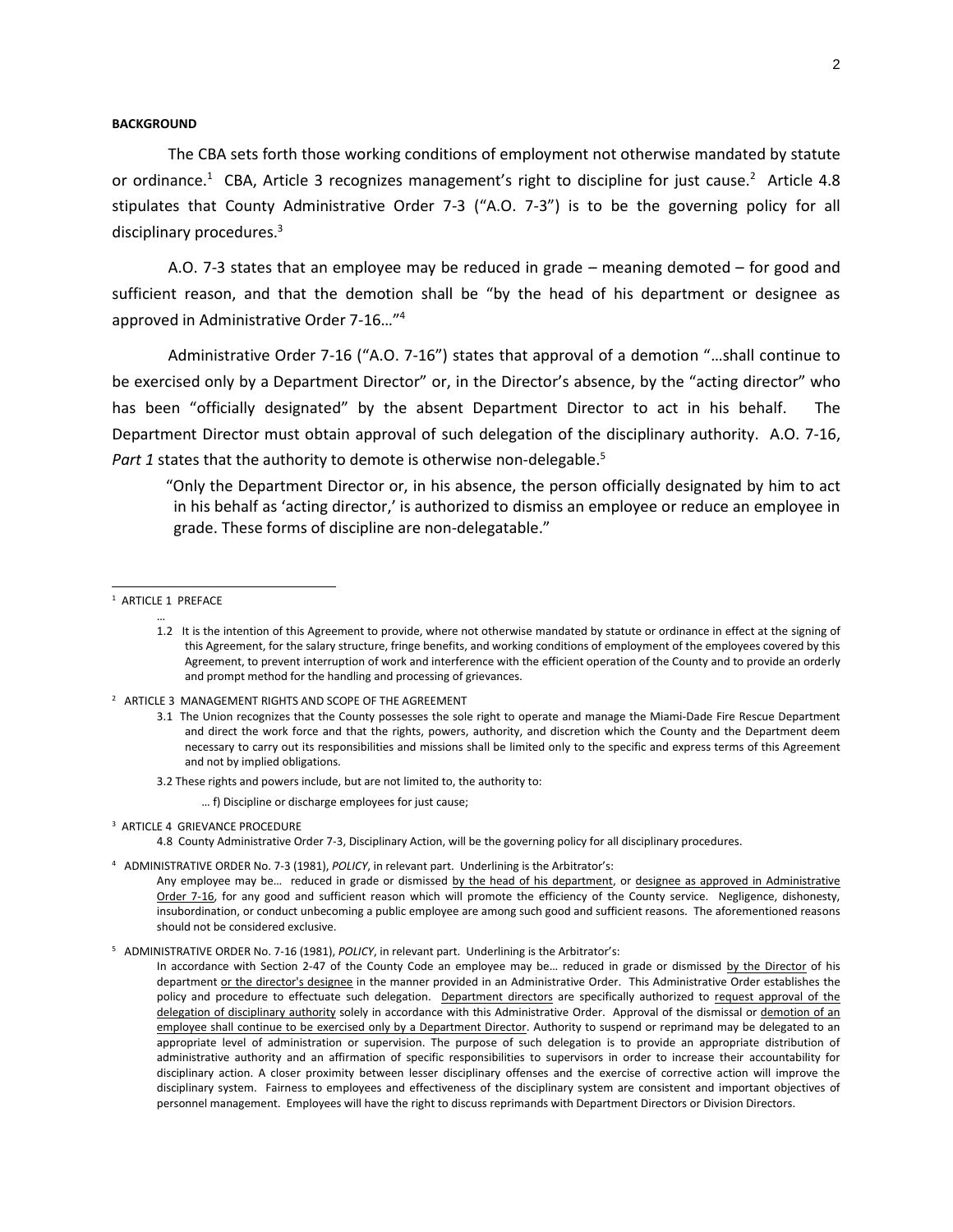**BACKGROUND**

The CBA sets forth those working conditions of employment not otherwise mandated by statute or ordinance.[1] CBA, Article 3 recognizes management's right to discipline for just cause.[2] Article 4.8 stipulates that County Administrative Order 7-3 ("A.O. 7-3") is to be the governing policy for all disciplinary procedures.[3]

A.O. 7-3 states that an employee may be reduced in grade – meaning demoted – for good and sufficient reason, and that the demotion shall be "by the head of his department or designee as approved in Administrative Order 7-16…"[4]

Administrative Order 7-16 ("A.O. 7-16") states that approval of a demotion "…shall continue to be exercised only by a Department Director" or, in the Director's absence, by the "acting director" who has been "officially designated" by the absent Department Director to act in his behalf. The Department Director must obtain approval of such delegation of the disciplinary authority. A.O. 7-16, *Part 1* states that the authority to demote is otherwise non-delegable.[5]

> "Only the Department Director or, in his absence, the person officially designated by him to act in his behalf as 'acting director,' is authorized to dismiss an employee or reduce an employee in grade. These forms of discipline are non-delegatable."

---

[1] ARTICLE 1 PREFACE

…

1.2 It is the intention of this Agreement to provide, where not otherwise mandated by statute or ordinance in effect at the signing of this Agreement, for the salary structure, fringe benefits, and working conditions of employment of the employees covered by this Agreement, to prevent interruption of work and interference with the efficient operation of the County and to provide an orderly and prompt method for the handling and processing of grievances.

[2] ARTICLE 3 MANAGEMENT RIGHTS AND SCOPE OF THE AGREEMENT

3.1 The Union recognizes that the County possesses the sole right to operate and manage the Miami-Dade Fire Rescue Department and direct the work force and that the rights, powers, authority, and discretion which the County and the Department deem necessary to carry out its responsibilities and missions shall be limited only to the specific and express terms of this Agreement and not by implied obligations.

3.2 These rights and powers include, but are not limited to, the authority to:

… f) Discipline or discharge employees for just cause;

[3] ARTICLE 4 GRIEVANCE PROCEDURE

4.8 County Administrative Order 7-3, Disciplinary Action, will be the governing policy for all disciplinary procedures.

[4] ADMINISTRATIVE ORDER No. 7-3 (1981), *POLICY*, in relevant part. Underlining is the Arbitrator's:

Any employee may be… reduced in grade or dismissed <u>by the head of his department</u>, or <u>designee as approved in Administrative Order 7-16</u>, for any good and sufficient reason which will promote the efficiency of the County service. Negligence, dishonesty, insubordination, or conduct unbecoming a public employee are among such good and sufficient reasons. The aforementioned reasons should not be considered exclusive.

[5] ADMINISTRATIVE ORDER No. 7-16 (1981), *POLICY*, in relevant part. Underlining is the Arbitrator's:

In accordance with Section 2-47 of the County Code an employee may be… reduced in grade or dismissed <u>by the Director</u> of his department <u>or the director's designee</u> in the manner provided in an Administrative Order. This Administrative Order establishes the policy and procedure to effectuate such delegation. <u>Department directors</u> are specifically authorized to <u>request approval of the delegation of disciplinary authority</u> solely in accordance with this Administrative Order. Approval of the dismissal or <u>demotion of an employee shall continue to be exercised only by a Department Director</u>. Authority to suspend or reprimand may be delegated to an appropriate level of administration or supervision. The purpose of such delegation is to provide an appropriate distribution of administrative authority and an affirmation of specific responsibilities to supervisors in order to increase their accountability for disciplinary action. A closer proximity between lesser disciplinary offenses and the exercise of corrective action will improve the disciplinary system. Fairness to employees and effectiveness of the disciplinary system are consistent and important objectives of personnel management. Employees will have the right to discuss reprimands with Department Directors or Division Directors.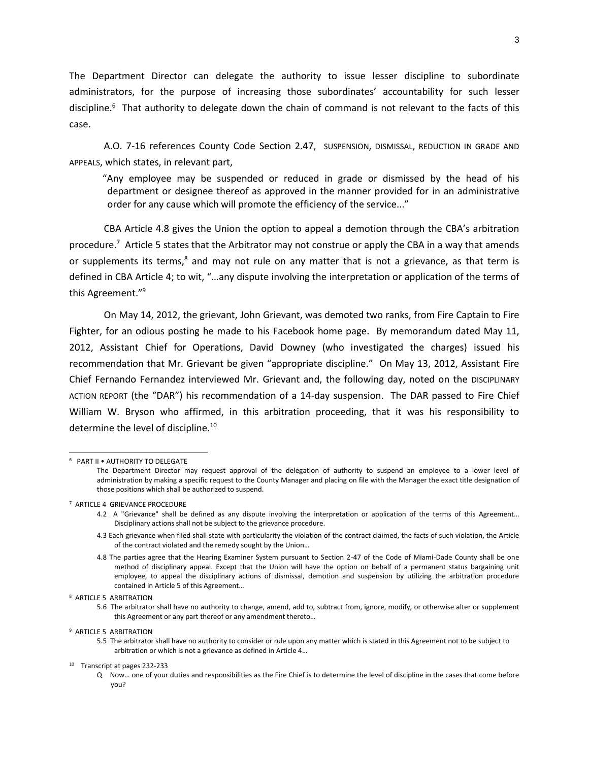The Department Director can delegate the authority to issue lesser discipline to subordinate administrators, for the purpose of increasing those subordinates' accountability for such lesser discipline.[6] That authority to delegate down the chain of command is not relevant to the facts of this case.

A.O. 7-16 references County Code Section 2.47, SUSPENSION, DISMISSAL, REDUCTION IN GRADE AND APPEALS, which states, in relevant part,

> "Any employee may be suspended or reduced in grade or dismissed by the head of his department or designee thereof as approved in the manner provided for in an administrative order for any cause which will promote the efficiency of the service..."

CBA Article 4.8 gives the Union the option to appeal a demotion through the CBA's arbitration procedure.[7] Article 5 states that the Arbitrator may not construe or apply the CBA in a way that amends or supplements its terms,[8] and may not rule on any matter that is not a grievance, as that term is defined in CBA Article 4; to wit, "…any dispute involving the interpretation or application of the terms of this Agreement."[9]

On May 14, 2012, the grievant, John Grievant, was demoted two ranks, from Fire Captain to Fire Fighter, for an odious posting he made to his Facebook home page. By memorandum dated May 11, 2012, Assistant Chief for Operations, David Downey (who investigated the charges) issued his recommendation that Mr. Grievant be given "appropriate discipline." On May 13, 2012, Assistant Fire Chief Fernando Fernandez interviewed Mr. Grievant and, the following day, noted on the DISCIPLINARY ACTION REPORT (the "DAR") his recommendation of a 14-day suspension. The DAR passed to Fire Chief William W. Bryson who affirmed, in this arbitration proceeding, that it was his responsibility to determine the level of discipline.[10]

---

[6] PART II • AUTHORITY TO DELEGATE

The Department Director may request approval of the delegation of authority to suspend an employee to a lower level of administration by making a specific request to the County Manager and placing on file with the Manager the exact title designation of those positions which shall be authorized to suspend.

[7] ARTICLE 4 GRIEVANCE PROCEDURE

4.2 A "Grievance" shall be defined as any dispute involving the interpretation or application of the terms of this Agreement… Disciplinary actions shall not be subject to the grievance procedure.

4.3 Each grievance when filed shall state with particularity the violation of the contract claimed, the facts of such violation, the Article of the contract violated and the remedy sought by the Union…

4.8 The parties agree that the Hearing Examiner System pursuant to Section 2-47 of the Code of Miami-Dade County shall be one method of disciplinary appeal. Except that the Union will have the option on behalf of a permanent status bargaining unit employee, to appeal the disciplinary actions of dismissal, demotion and suspension by utilizing the arbitration procedure contained in Article 5 of this Agreement…

[8] ARTICLE 5 ARBITRATION

5.6 The arbitrator shall have no authority to change, amend, add to, subtract from, ignore, modify, or otherwise alter or supplement this Agreement or any part thereof or any amendment thereto…

[9] ARTICLE 5 ARBITRATION

5.5 The arbitrator shall have no authority to consider or rule upon any matter which is stated in this Agreement not to be subject to arbitration or which is not a grievance as defined in Article 4…

[10] Transcript at pages 232-233

Q Now… one of your duties and responsibilities as the Fire Chief is to determine the level of discipline in the cases that come before you?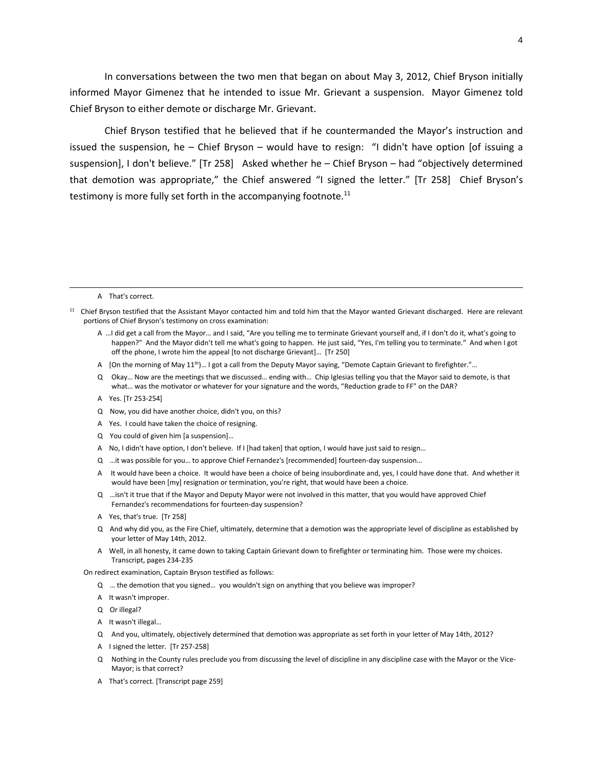In conversations between the two men that began on about May 3, 2012, Chief Bryson initially informed Mayor Gimenez that he intended to issue Mr. Grievant a suspension. Mayor Gimenez told Chief Bryson to either demote or discharge Mr. Grievant.

Chief Bryson testified that he believed that if he countermanded the Mayor's instruction and issued the suspension, he – Chief Bryson – would have to resign: "I didn't have option [of issuing a suspension], I don't believe." [Tr 258] Asked whether he – Chief Bryson – had "objectively determined that demotion was appropriate," the Chief answered "I signed the letter." [Tr 258] Chief Bryson's testimony is more fully set forth in the accompanying footnote.[11]

---

A That's correct.

[11] Chief Bryson testified that the Assistant Mayor contacted him and told him that the Mayor wanted Grievant discharged. Here are relevant portions of Chief Bryson's testimony on cross examination:

A …I did get a call from the Mayor… and I said, "Are you telling me to terminate Grievant yourself and, if I don't do it, what's going to happen?" And the Mayor didn't tell me what's going to happen. He just said, "Yes, I'm telling you to terminate." And when I got off the phone, I wrote him the appeal [to not discharge Grievant]… [Tr 250]

A [On the morning of May 11th]… I got a call from the Deputy Mayor saying, "Demote Captain Grievant to firefighter."…

Q Okay… Now are the meetings that we discussed… ending with… Chip Iglesias telling you that the Mayor said to demote, is that what… was the motivator or whatever for your signature and the words, "Reduction grade to FF" on the DAR?

A Yes. [Tr 253-254]

Q Now, you did have another choice, didn't you, on this?

A Yes. I could have taken the choice of resigning.

Q You could of given him [a suspension]…

A No, I didn't have option, I don't believe. If I [had taken] that option, I would have just said to resign…

Q …it was possible for you… to approve Chief Fernandez's [recommended] fourteen-day suspension…

A It would have been a choice. It would have been a choice of being insubordinate and, yes, I could have done that. And whether it would have been [my] resignation or termination, you're right, that would have been a choice.

Q …isn't it true that if the Mayor and Deputy Mayor were not involved in this matter, that you would have approved Chief Fernandez's recommendations for fourteen-day suspension?

A Yes, that's true. [Tr 258]

Q And why did you, as the Fire Chief, ultimately, determine that a demotion was the appropriate level of discipline as established by your letter of May 14th, 2012.

A Well, in all honesty, it came down to taking Captain Grievant down to firefighter or terminating him. Those were my choices. Transcript, pages 234-235

On redirect examination, Captain Bryson testified as follows:

Q … the demotion that you signed… you wouldn't sign on anything that you believe was improper?

A It wasn't improper.

Q Or illegal?

A It wasn't illegal…

Q And you, ultimately, objectively determined that demotion was appropriate as set forth in your letter of May 14th, 2012?

A I signed the letter. [Tr 257-258]

Q Nothing in the County rules preclude you from discussing the level of discipline in any discipline case with the Mayor or the Vice-Mayor; is that correct?

A That's correct. [Transcript page 259]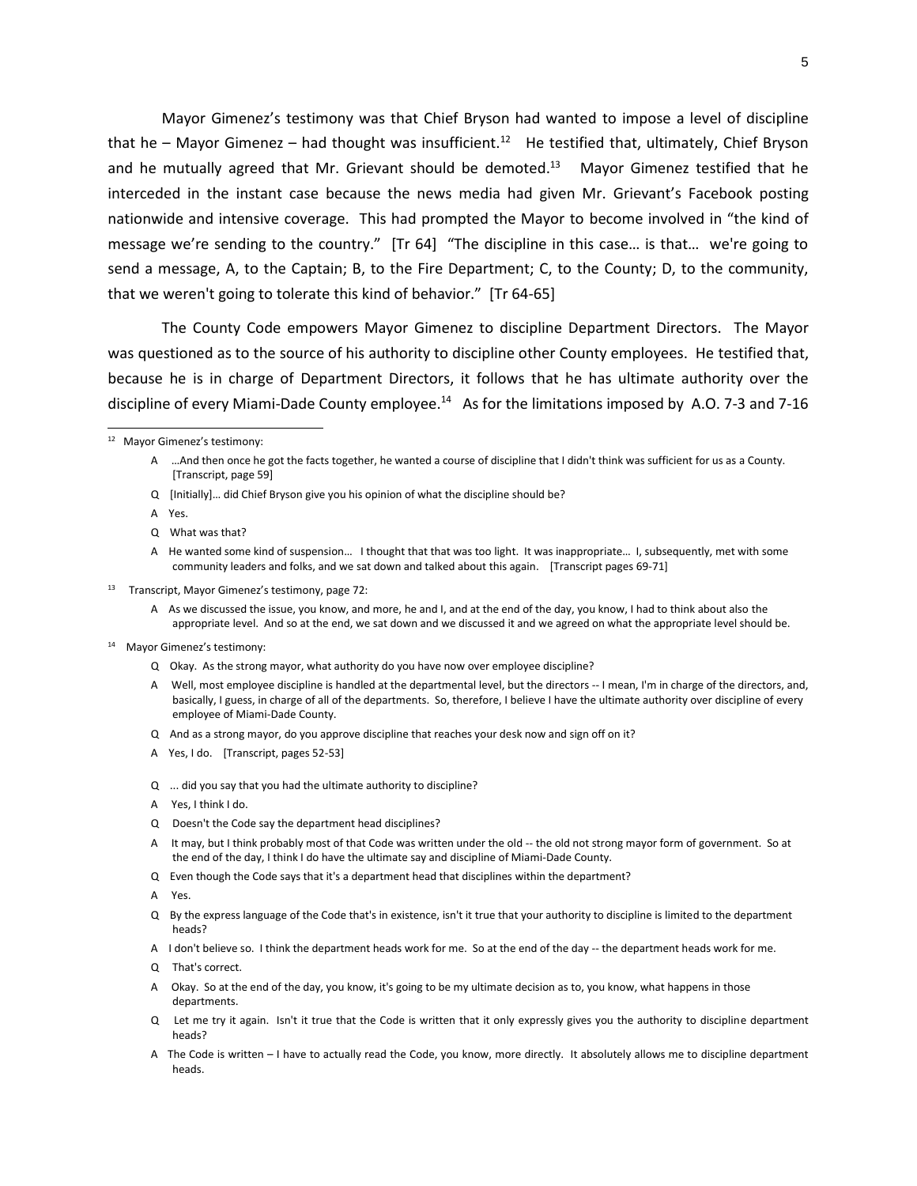Mayor Gimenez's testimony was that Chief Bryson had wanted to impose a level of discipline that he – Mayor Gimenez – had thought was insufficient.[12] He testified that, ultimately, Chief Bryson and he mutually agreed that Mr. Grievant should be demoted.[13] Mayor Gimenez testified that he interceded in the instant case because the news media had given Mr. Grievant's Facebook posting nationwide and intensive coverage. This had prompted the Mayor to become involved in "the kind of message we're sending to the country." [Tr 64] "The discipline in this case… is that… we're going to send a message, A, to the Captain; B, to the Fire Department; C, to the County; D, to the community, that we weren't going to tolerate this kind of behavior." [Tr 64-65]

The County Code empowers Mayor Gimenez to discipline Department Directors. The Mayor was questioned as to the source of his authority to discipline other County employees. He testified that, because he is in charge of Department Directors, it follows that he has ultimate authority over the discipline of every Miami-Dade County employee.[14] As for the limitations imposed by A.O. 7-3 and 7-16

---

[12] Mayor Gimenez's testimony:

> A …And then once he got the facts together, he wanted a course of discipline that I didn't think was sufficient for us as a County. [Transcript, page 59]
>
> Q [Initially]… did Chief Bryson give you his opinion of what the discipline should be?
>
> A Yes.
>
> Q What was that?
>
> A He wanted some kind of suspension… I thought that that was too light. It was inappropriate… I, subsequently, met with some community leaders and folks, and we sat down and talked about this again. [Transcript pages 69-71]

[13] Transcript, Mayor Gimenez's testimony, page 72:

> A As we discussed the issue, you know, and more, he and I, and at the end of the day, you know, I had to think about also the appropriate level. And so at the end, we sat down and we discussed it and we agreed on what the appropriate level should be.

[14] Mayor Gimenez's testimony:

> Q Okay. As the strong mayor, what authority do you have now over employee discipline?
>
> A Well, most employee discipline is handled at the departmental level, but the directors -- I mean, I'm in charge of the directors, and, basically, I guess, in charge of all of the departments. So, therefore, I believe I have the ultimate authority over discipline of every employee of Miami-Dade County.
>
> Q And as a strong mayor, do you approve discipline that reaches your desk now and sign off on it?
>
> A Yes, I do. [Transcript, pages 52-53]
>
> Q ... did you say that you had the ultimate authority to discipline?
>
> A Yes, I think I do.
>
> Q Doesn't the Code say the department head disciplines?
>
> A It may, but I think probably most of that Code was written under the old -- the old not strong mayor form of government. So at the end of the day, I think I do have the ultimate say and discipline of Miami-Dade County.
>
> Q Even though the Code says that it's a department head that disciplines within the department?
>
> A Yes.
>
> Q By the express language of the Code that's in existence, isn't it true that your authority to discipline is limited to the department heads?
>
> A I don't believe so. I think the department heads work for me. So at the end of the day -- the department heads work for me.
>
> Q That's correct.
>
> A Okay. So at the end of the day, you know, it's going to be my ultimate decision as to, you know, what happens in those departments.
>
> Q Let me try it again. Isn't it true that the Code is written that it only expressly gives you the authority to discipline department heads?
>
> A The Code is written – I have to actually read the Code, you know, more directly. It absolutely allows me to discipline department heads.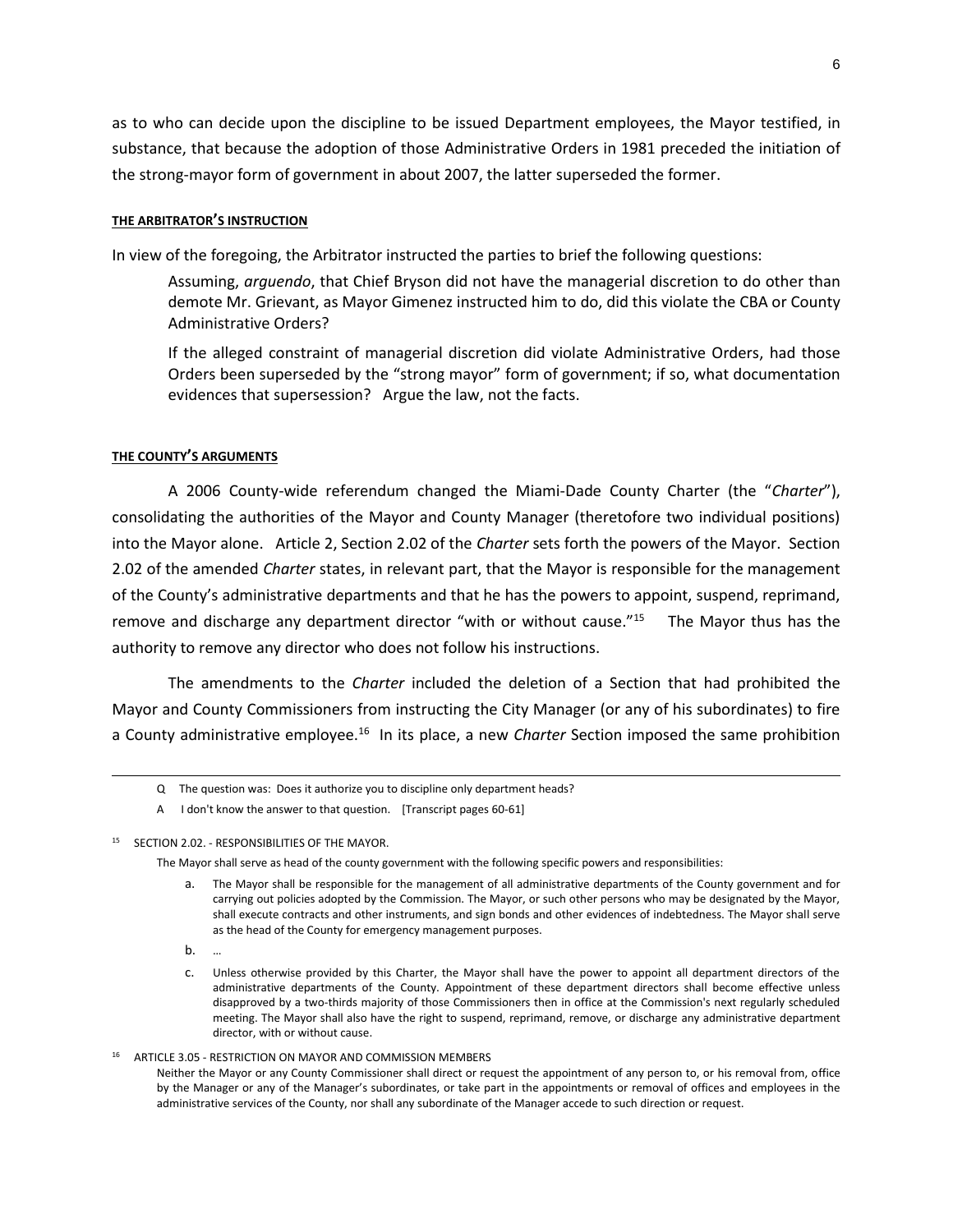as to who can decide upon the discipline to be issued Department employees, the Mayor testified, in substance, that because the adoption of those Administrative Orders in 1981 preceded the initiation of the strong-mayor form of government in about 2007, the latter superseded the former.

**THE ARBITRATOR'S INSTRUCTION**

In view of the foregoing, the Arbitrator instructed the parties to brief the following questions:

> Assuming, *arguendo*, that Chief Bryson did not have the managerial discretion to do other than demote Mr. Grievant, as Mayor Gimenez instructed him to do, did this violate the CBA or County Administrative Orders?
>
> If the alleged constraint of managerial discretion did violate Administrative Orders, had those Orders been superseded by the "strong mayor" form of government; if so, what documentation evidences that supersession? Argue the law, not the facts.

**THE COUNTY'S ARGUMENTS**

A 2006 County-wide referendum changed the Miami-Dade County Charter (the "*Charter*"), consolidating the authorities of the Mayor and County Manager (theretofore two individual positions) into the Mayor alone. Article 2, Section 2.02 of the *Charter* sets forth the powers of the Mayor. Section 2.02 of the amended *Charter* states, in relevant part, that the Mayor is responsible for the management of the County's administrative departments and that he has the powers to appoint, suspend, reprimand, remove and discharge any department director "with or without cause."[15] The Mayor thus has the authority to remove any director who does not follow his instructions.

The amendments to the *Charter* included the deletion of a Section that had prohibited the Mayor and County Commissioners from instructing the City Manager (or any of his subordinates) to fire a County administrative employee.[16] In its place, a new *Charter* Section imposed the same prohibition

---

Q The question was: Does it authorize you to discipline only department heads?

A I don't know the answer to that question. [Transcript pages 60-61]

[15] SECTION 2.02. - RESPONSIBILITIES OF THE MAYOR.

The Mayor shall serve as head of the county government with the following specific powers and responsibilities:

a. The Mayor shall be responsible for the management of all administrative departments of the County government and for carrying out policies adopted by the Commission. The Mayor, or such other persons who may be designated by the Mayor, shall execute contracts and other instruments, and sign bonds and other evidences of indebtedness. The Mayor shall serve as the head of the County for emergency management purposes.

b. …

c. Unless otherwise provided by this Charter, the Mayor shall have the power to appoint all department directors of the administrative departments of the County. Appointment of these department directors shall become effective unless disapproved by a two-thirds majority of those Commissioners then in office at the Commission's next regularly scheduled meeting. The Mayor shall also have the right to suspend, reprimand, remove, or discharge any administrative department director, with or without cause.

[16] ARTICLE 3.05 - RESTRICTION ON MAYOR AND COMMISSION MEMBERS

Neither the Mayor or any County Commissioner shall direct or request the appointment of any person to, or his removal from, office by the Manager or any of the Manager's subordinates, or take part in the appointments or removal of offices and employees in the administrative services of the County, nor shall any subordinate of the Manager accede to such direction or request.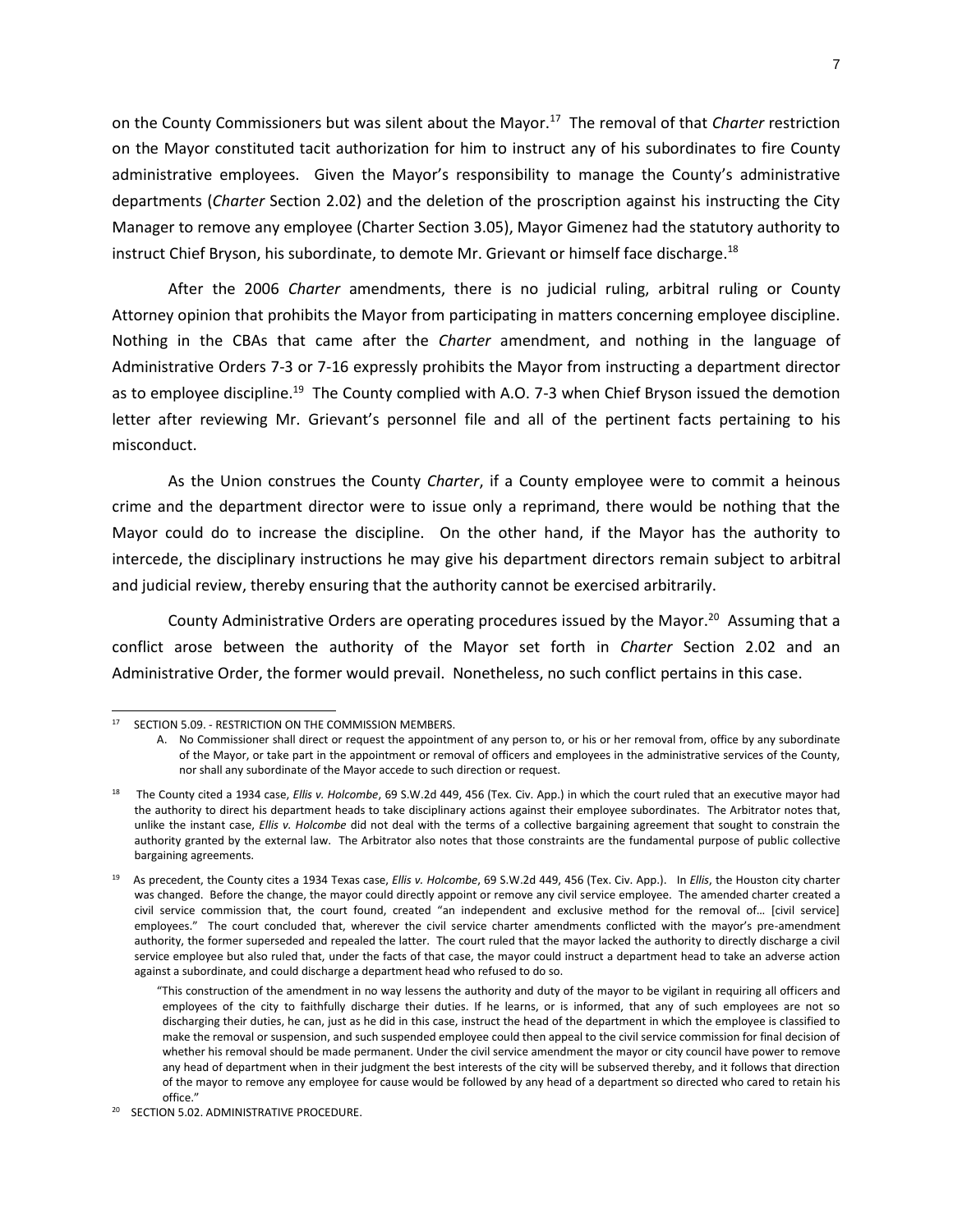on the County Commissioners but was silent about the Mayor.[17] The removal of that *Charter* restriction on the Mayor constituted tacit authorization for him to instruct any of his subordinates to fire County administrative employees. Given the Mayor's responsibility to manage the County's administrative departments (*Charter* Section 2.02) and the deletion of the proscription against his instructing the City Manager to remove any employee (Charter Section 3.05), Mayor Gimenez had the statutory authority to instruct Chief Bryson, his subordinate, to demote Mr. Grievant or himself face discharge.[18]

After the 2006 *Charter* amendments, there is no judicial ruling, arbitral ruling or County Attorney opinion that prohibits the Mayor from participating in matters concerning employee discipline. Nothing in the CBAs that came after the *Charter* amendment, and nothing in the language of Administrative Orders 7-3 or 7-16 expressly prohibits the Mayor from instructing a department director as to employee discipline.[19] The County complied with A.O. 7-3 when Chief Bryson issued the demotion letter after reviewing Mr. Grievant's personnel file and all of the pertinent facts pertaining to his misconduct.

As the Union construes the County *Charter*, if a County employee were to commit a heinous crime and the department director were to issue only a reprimand, there would be nothing that the Mayor could do to increase the discipline. On the other hand, if the Mayor has the authority to intercede, the disciplinary instructions he may give his department directors remain subject to arbitral and judicial review, thereby ensuring that the authority cannot be exercised arbitrarily.

County Administrative Orders are operating procedures issued by the Mayor.[20] Assuming that a conflict arose between the authority of the Mayor set forth in *Charter* Section 2.02 and an Administrative Order, the former would prevail. Nonetheless, no such conflict pertains in this case.

---

[17] SECTION 5.09. - RESTRICTION ON THE COMMISSION MEMBERS.

A. No Commissioner shall direct or request the appointment of any person to, or his or her removal from, office by any subordinate of the Mayor, or take part in the appointment or removal of officers and employees in the administrative services of the County, nor shall any subordinate of the Mayor accede to such direction or request.

[18] The County cited a 1934 case, *Ellis v. Holcombe*, 69 S.W.2d 449, 456 (Tex. Civ. App.) in which the court ruled that an executive mayor had the authority to direct his department heads to take disciplinary actions against their employee subordinates. The Arbitrator notes that, unlike the instant case, *Ellis v. Holcombe* did not deal with the terms of a collective bargaining agreement that sought to constrain the authority granted by the external law. The Arbitrator also notes that those constraints are the fundamental purpose of public collective bargaining agreements.

[19] As precedent, the County cites a 1934 Texas case, *Ellis v. Holcombe*, 69 S.W.2d 449, 456 (Tex. Civ. App.). In *Ellis*, the Houston city charter was changed. Before the change, the mayor could directly appoint or remove any civil service employee. The amended charter created a civil service commission that, the court found, created "an independent and exclusive method for the removal of… [civil service] employees." The court concluded that, wherever the civil service charter amendments conflicted with the mayor's pre-amendment authority, the former superseded and repealed the latter. The court ruled that the mayor lacked the authority to directly discharge a civil service employee but also ruled that, under the facts of that case, the mayor could instruct a department head to take an adverse action against a subordinate, and could discharge a department head who refused to do so.

> "This construction of the amendment in no way lessens the authority and duty of the mayor to be vigilant in requiring all officers and employees of the city to faithfully discharge their duties. If he learns, or is informed, that any of such employees are not so discharging their duties, he can, just as he did in this case, instruct the head of the department in which the employee is classified to make the removal or suspension, and such suspended employee could then appeal to the civil service commission for final decision of whether his removal should be made permanent. Under the civil service amendment the mayor or city council have power to remove any head of department when in their judgment the best interests of the city will be subserved thereby, and it follows that direction of the mayor to remove any employee for cause would be followed by any head of a department so directed who cared to retain his office."

[20] SECTION 5.02. ADMINISTRATIVE PROCEDURE.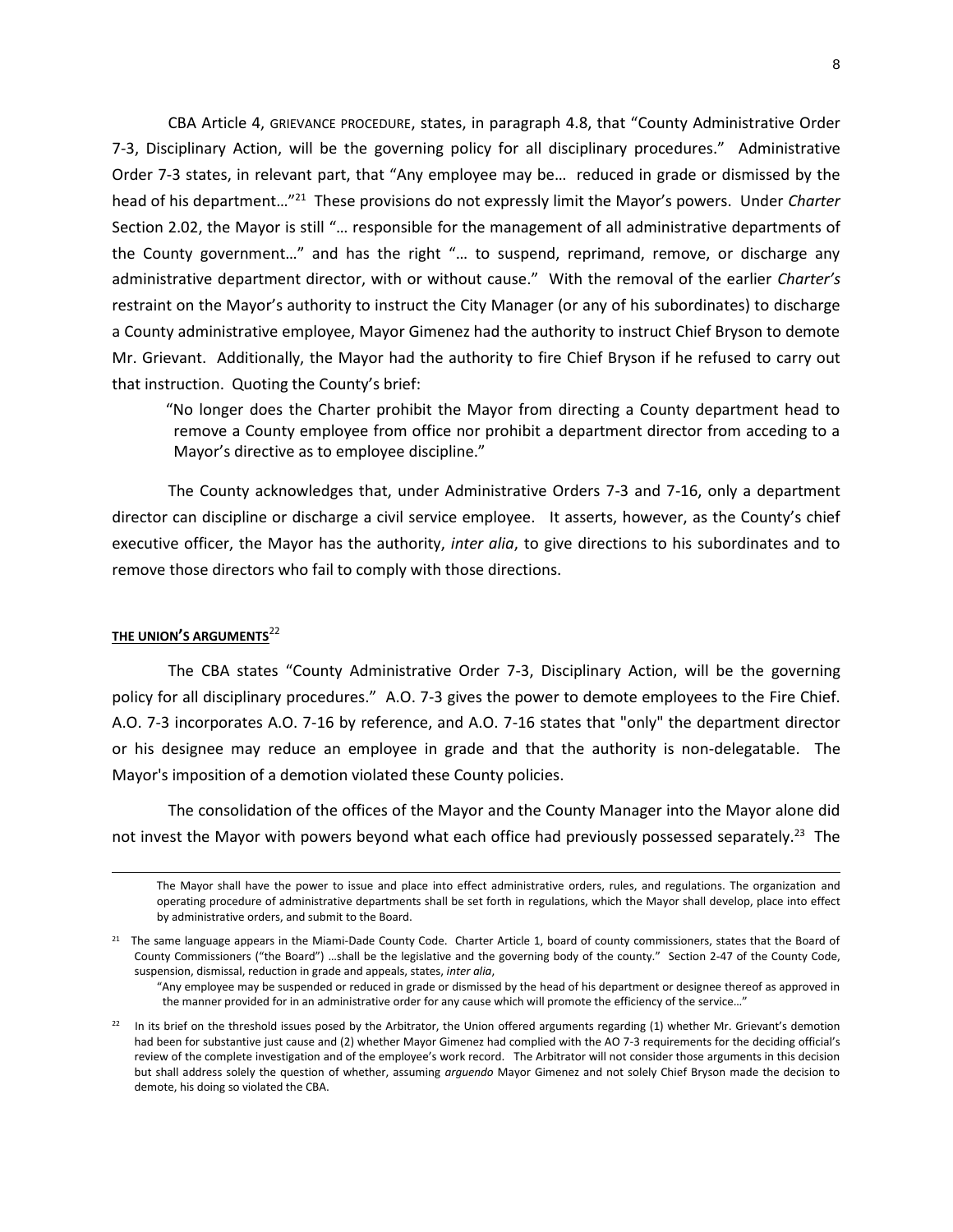CBA Article 4, GRIEVANCE PROCEDURE, states, in paragraph 4.8, that "County Administrative Order 7-3, Disciplinary Action, will be the governing policy for all disciplinary procedures." Administrative Order 7-3 states, in relevant part, that "Any employee may be… reduced in grade or dismissed by the head of his department…"[21] These provisions do not expressly limit the Mayor's powers. Under *Charter* Section 2.02, the Mayor is still "… responsible for the management of all administrative departments of the County government…" and has the right "… to suspend, reprimand, remove, or discharge any administrative department director, with or without cause." With the removal of the earlier *Charter's* restraint on the Mayor's authority to instruct the City Manager (or any of his subordinates) to discharge a County administrative employee, Mayor Gimenez had the authority to instruct Chief Bryson to demote Mr. Grievant. Additionally, the Mayor had the authority to fire Chief Bryson if he refused to carry out that instruction. Quoting the County's brief:

> "No longer does the Charter prohibit the Mayor from directing a County department head to remove a County employee from office nor prohibit a department director from acceding to a Mayor's directive as to employee discipline."

The County acknowledges that, under Administrative Orders 7-3 and 7-16, only a department director can discipline or discharge a civil service employee. It asserts, however, as the County's chief executive officer, the Mayor has the authority, *inter alia*, to give directions to his subordinates and to remove those directors who fail to comply with those directions.

**THE UNION'S ARGUMENTS**[22]

The CBA states "County Administrative Order 7-3, Disciplinary Action, will be the governing policy for all disciplinary procedures." A.O. 7-3 gives the power to demote employees to the Fire Chief. A.O. 7-3 incorporates A.O. 7-16 by reference, and A.O. 7-16 states that "only" the department director or his designee may reduce an employee in grade and that the authority is non-delegatable. The Mayor's imposition of a demotion violated these County policies.

The consolidation of the offices of the Mayor and the County Manager into the Mayor alone did not invest the Mayor with powers beyond what each office had previously possessed separately.[23] The

---

The Mayor shall have the power to issue and place into effect administrative orders, rules, and regulations. The organization and operating procedure of administrative departments shall be set forth in regulations, which the Mayor shall develop, place into effect by administrative orders, and submit to the Board.

[21] The same language appears in the Miami-Dade County Code. Charter Article 1, board of county commissioners, states that the Board of County Commissioners ("the Board") …shall be the legislative and the governing body of the county." Section 2-47 of the County Code, suspension, dismissal, reduction in grade and appeals, states, *inter alia*,

> "Any employee may be suspended or reduced in grade or dismissed by the head of his department or designee thereof as approved in the manner provided for in an administrative order for any cause which will promote the efficiency of the service…"

[22] In its brief on the threshold issues posed by the Arbitrator, the Union offered arguments regarding (1) whether Mr. Grievant's demotion had been for substantive just cause and (2) whether Mayor Gimenez had complied with the AO 7-3 requirements for the deciding official's review of the complete investigation and of the employee's work record. The Arbitrator will not consider those arguments in this decision but shall address solely the question of whether, assuming *arguendo* Mayor Gimenez and not solely Chief Bryson made the decision to demote, his doing so violated the CBA.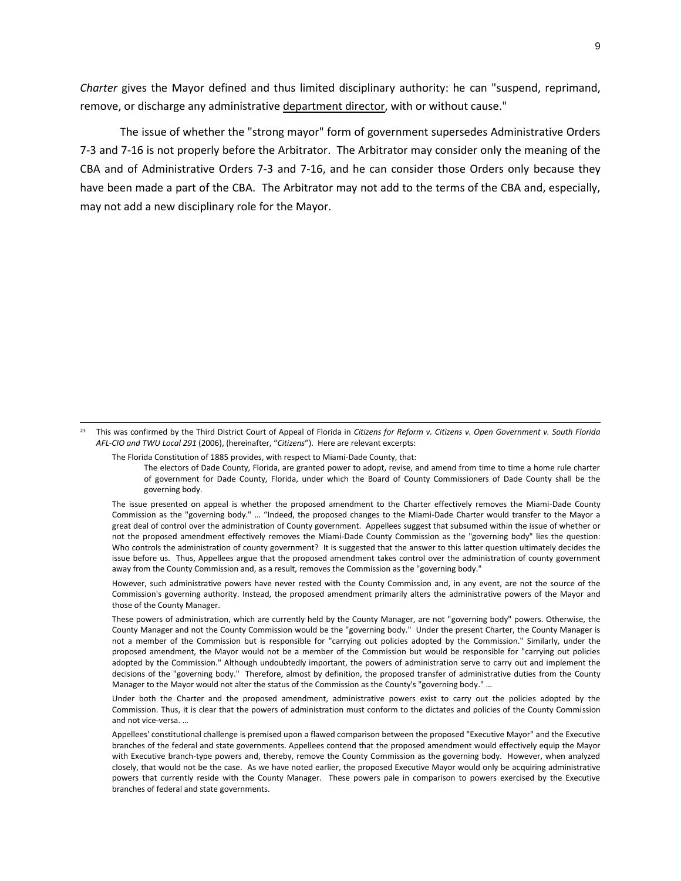*Charter* gives the Mayor defined and thus limited disciplinary authority: he can "suspend, reprimand, remove, or discharge any administrative department director, with or without cause."

The issue of whether the "strong mayor" form of government supersedes Administrative Orders 7-3 and 7-16 is not properly before the Arbitrator. The Arbitrator may consider only the meaning of the CBA and of Administrative Orders 7-3 and 7-16, and he can consider those Orders only because they have been made a part of the CBA. The Arbitrator may not add to the terms of the CBA and, especially, may not add a new disciplinary role for the Mayor.

---

[23] This was confirmed by the Third District Court of Appeal of Florida in *Citizens for Reform v. Citizens v. Open Government v. South Florida AFL-CIO and TWU Local 291* (2006), (hereinafter, "*Citizens*"). Here are relevant excerpts:

> The Florida Constitution of 1885 provides, with respect to Miami-Dade County, that:
>
> > The electors of Dade County, Florida, are granted power to adopt, revise, and amend from time to time a home rule charter of government for Dade County, Florida, under which the Board of County Commissioners of Dade County shall be the governing body.
>
> The issue presented on appeal is whether the proposed amendment to the Charter effectively removes the Miami-Dade County Commission as the "governing body." … "Indeed, the proposed changes to the Miami-Dade Charter would transfer to the Mayor a great deal of control over the administration of County government. Appellees suggest that subsumed within the issue of whether or not the proposed amendment effectively removes the Miami-Dade County Commission as the "governing body" lies the question: Who controls the administration of county government? It is suggested that the answer to this latter question ultimately decides the issue before us. Thus, Appellees argue that the proposed amendment takes control over the administration of county government away from the County Commission and, as a result, removes the Commission as the "governing body."
>
> However, such administrative powers have never rested with the County Commission and, in any event, are not the source of the Commission's governing authority. Instead, the proposed amendment primarily alters the administrative powers of the Mayor and those of the County Manager.
>
> These powers of administration, which are currently held by the County Manager, are not "governing body" powers. Otherwise, the County Manager and not the County Commission would be the "governing body." Under the present Charter, the County Manager is not a member of the Commission but is responsible for "carrying out policies adopted by the Commission." Similarly, under the proposed amendment, the Mayor would not be a member of the Commission but would be responsible for "carrying out policies adopted by the Commission." Although undoubtedly important, the powers of administration serve to carry out and implement the decisions of the "governing body." Therefore, almost by definition, the proposed transfer of administrative duties from the County Manager to the Mayor would not alter the status of the Commission as the County's "governing body." …
>
> Under both the Charter and the proposed amendment, administrative powers exist to carry out the policies adopted by the Commission. Thus, it is clear that the powers of administration must conform to the dictates and policies of the County Commission and not vice-versa. …
>
> Appellees' constitutional challenge is premised upon a flawed comparison between the proposed "Executive Mayor" and the Executive branches of the federal and state governments. Appellees contend that the proposed amendment would effectively equip the Mayor with Executive branch-type powers and, thereby, remove the County Commission as the governing body. However, when analyzed closely, that would not be the case. As we have noted earlier, the proposed Executive Mayor would only be acquiring administrative powers that currently reside with the County Manager. These powers pale in comparison to powers exercised by the Executive branches of federal and state governments.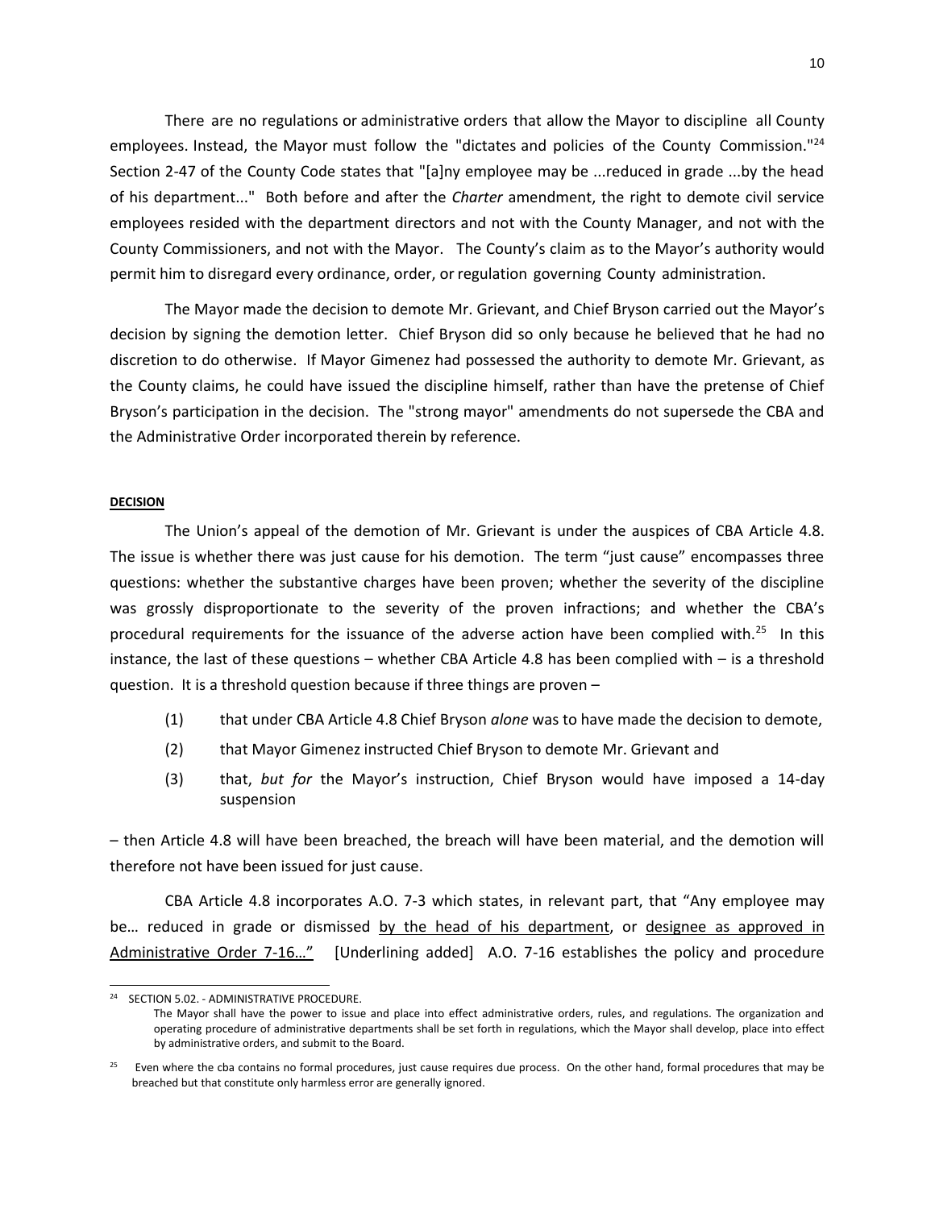There are no regulations or administrative orders that allow the Mayor to discipline all County employees. Instead, the Mayor must follow the "dictates and policies of the County Commission."[24] Section 2-47 of the County Code states that "[a]ny employee may be ...reduced in grade ...by the head of his department..." Both before and after the *Charter* amendment, the right to demote civil service employees resided with the department directors and not with the County Manager, and not with the County Commissioners, and not with the Mayor. The County's claim as to the Mayor's authority would permit him to disregard every ordinance, order, or regulation governing County administration.

The Mayor made the decision to demote Mr. Grievant, and Chief Bryson carried out the Mayor's decision by signing the demotion letter. Chief Bryson did so only because he believed that he had no discretion to do otherwise. If Mayor Gimenez had possessed the authority to demote Mr. Grievant, as the County claims, he could have issued the discipline himself, rather than have the pretense of Chief Bryson's participation in the decision. The "strong mayor" amendments do not supersede the CBA and the Administrative Order incorporated therein by reference.

**DECISION**

The Union's appeal of the demotion of Mr. Grievant is under the auspices of CBA Article 4.8. The issue is whether there was just cause for his demotion. The term "just cause" encompasses three questions: whether the substantive charges have been proven; whether the severity of the discipline was grossly disproportionate to the severity of the proven infractions; and whether the CBA's procedural requirements for the issuance of the adverse action have been complied with.[25] In this instance, the last of these questions – whether CBA Article 4.8 has been complied with – is a threshold question. It is a threshold question because if three things are proven –

(1) that under CBA Article 4.8 Chief Bryson *alone* was to have made the decision to demote,

(2) that Mayor Gimenez instructed Chief Bryson to demote Mr. Grievant and

(3) that, *but for* the Mayor's instruction, Chief Bryson would have imposed a 14-day suspension

– then Article 4.8 will have been breached, the breach will have been material, and the demotion will therefore not have been issued for just cause.

CBA Article 4.8 incorporates A.O. 7-3 which states, in relevant part, that "Any employee may be… reduced in grade or dismissed by the head of his department, or designee as approved in Administrative Order 7-16…" [Underlining added] A.O. 7-16 establishes the policy and procedure

---

[24] SECTION 5.02. - ADMINISTRATIVE PROCEDURE.
The Mayor shall have the power to issue and place into effect administrative orders, rules, and regulations. The organization and operating procedure of administrative departments shall be set forth in regulations, which the Mayor shall develop, place into effect by administrative orders, and submit to the Board.

[25] Even where the cba contains no formal procedures, just cause requires due process. On the other hand, formal procedures that may be breached but that constitute only harmless error are generally ignored.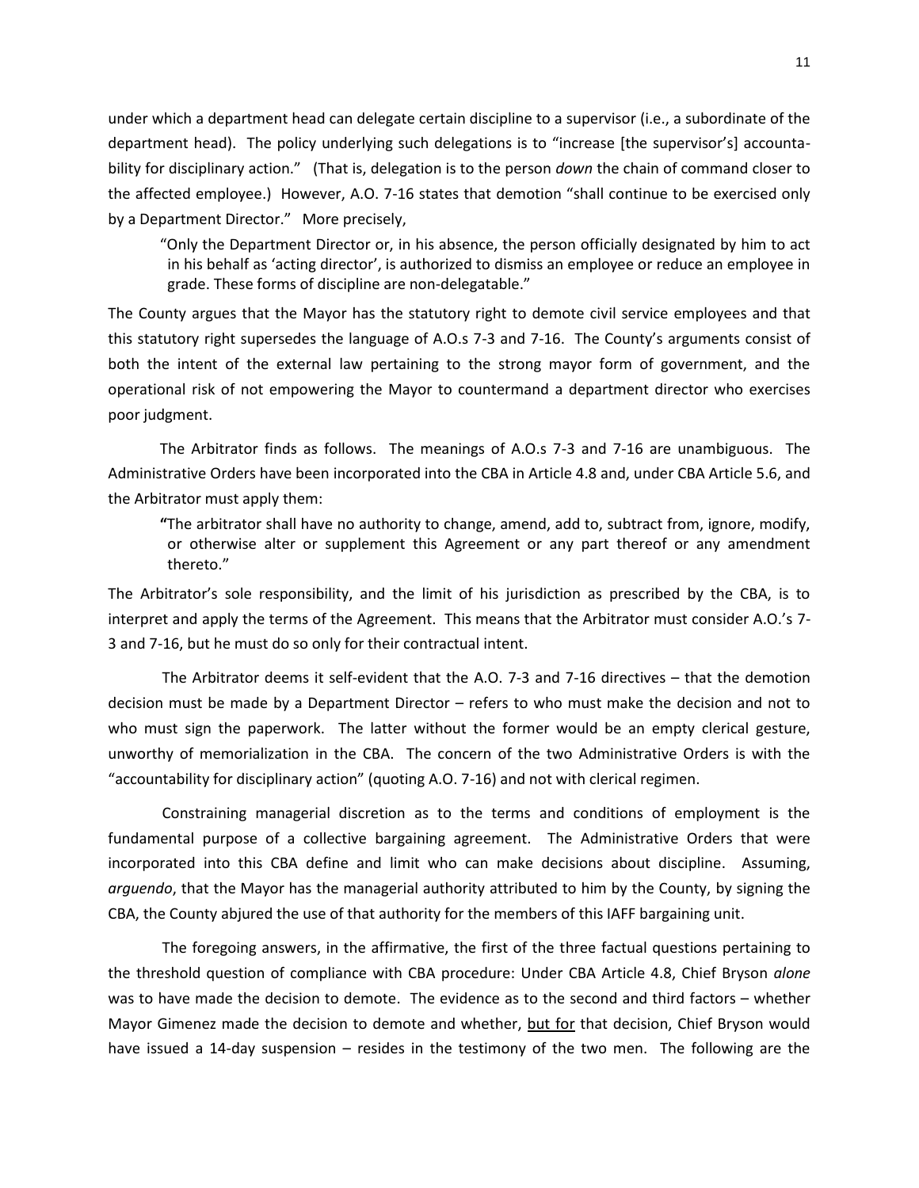under which a department head can delegate certain discipline to a supervisor (i.e., a subordinate of the department head). The policy underlying such delegations is to "increase [the supervisor's] accountability for disciplinary action." (That is, delegation is to the person *down* the chain of command closer to the affected employee.) However, A.O. 7-16 states that demotion "shall continue to be exercised only by a Department Director." More precisely,

> "Only the Department Director or, in his absence, the person officially designated by him to act in his behalf as 'acting director', is authorized to dismiss an employee or reduce an employee in grade. These forms of discipline are non-delegatable."

The County argues that the Mayor has the statutory right to demote civil service employees and that this statutory right supersedes the language of A.O.s 7-3 and 7-16. The County's arguments consist of both the intent of the external law pertaining to the strong mayor form of government, and the operational risk of not empowering the Mayor to countermand a department director who exercises poor judgment.

The Arbitrator finds as follows. The meanings of A.O.s 7-3 and 7-16 are unambiguous. The Administrative Orders have been incorporated into the CBA in Article 4.8 and, under CBA Article 5.6, and the Arbitrator must apply them:

> **"**The arbitrator shall have no authority to change, amend, add to, subtract from, ignore, modify, or otherwise alter or supplement this Agreement or any part thereof or any amendment thereto."

The Arbitrator's sole responsibility, and the limit of his jurisdiction as prescribed by the CBA, is to interpret and apply the terms of the Agreement. This means that the Arbitrator must consider A.O.'s 7-3 and 7-16, but he must do so only for their contractual intent.

The Arbitrator deems it self-evident that the A.O. 7-3 and 7-16 directives – that the demotion decision must be made by a Department Director – refers to who must make the decision and not to who must sign the paperwork. The latter without the former would be an empty clerical gesture, unworthy of memorialization in the CBA. The concern of the two Administrative Orders is with the "accountability for disciplinary action" (quoting A.O. 7-16) and not with clerical regimen.

Constraining managerial discretion as to the terms and conditions of employment is the fundamental purpose of a collective bargaining agreement. The Administrative Orders that were incorporated into this CBA define and limit who can make decisions about discipline. Assuming, *arguendo*, that the Mayor has the managerial authority attributed to him by the County, by signing the CBA, the County abjured the use of that authority for the members of this IAFF bargaining unit.

The foregoing answers, in the affirmative, the first of the three factual questions pertaining to the threshold question of compliance with CBA procedure: Under CBA Article 4.8, Chief Bryson *alone* was to have made the decision to demote. The evidence as to the second and third factors – whether Mayor Gimenez made the decision to demote and whether, <u>but for</u> that decision, Chief Bryson would have issued a 14-day suspension – resides in the testimony of the two men. The following are the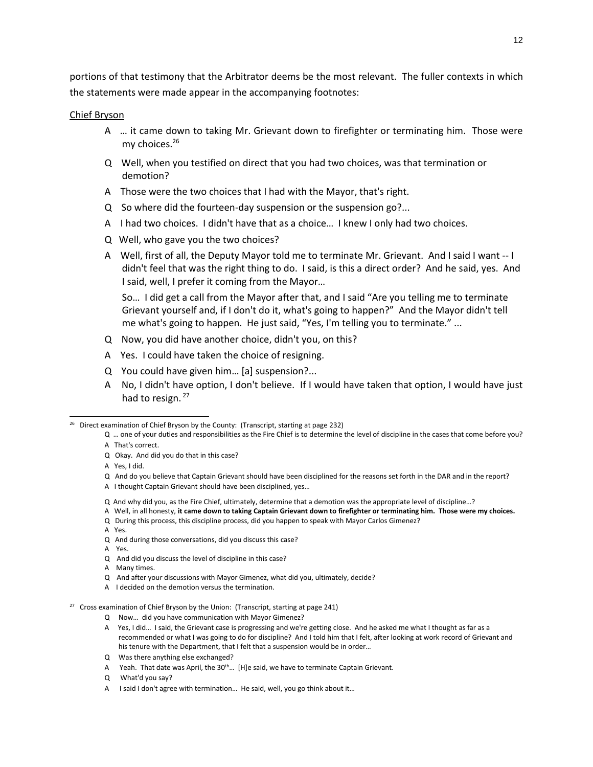portions of that testimony that the Arbitrator deems be the most relevant. The fuller contexts in which the statements were made appear in the accompanying footnotes:

Chief Bryson

> A … it came down to taking Mr. Grievant down to firefighter or terminating him. Those were my choices.[26]
>
> Q Well, when you testified on direct that you had two choices, was that termination or demotion?
>
> A Those were the two choices that I had with the Mayor, that's right.
>
> Q So where did the fourteen-day suspension or the suspension go?...
>
> A I had two choices. I didn't have that as a choice… I knew I only had two choices.
>
> Q Well, who gave you the two choices?
>
> A Well, first of all, the Deputy Mayor told me to terminate Mr. Grievant. And I said I want -- I didn't feel that was the right thing to do. I said, is this a direct order? And he said, yes. And I said, well, I prefer it coming from the Mayor…
>
> So… I did get a call from the Mayor after that, and I said "Are you telling me to terminate Grievant yourself and, if I don't do it, what's going to happen?" And the Mayor didn't tell me what's going to happen. He just said, "Yes, I'm telling you to terminate." ...
>
> Q Now, you did have another choice, didn't you, on this?
>
> A Yes. I could have taken the choice of resigning.
>
> Q You could have given him… [a] suspension?...
>
> A No, I didn't have option, I don't believe. If I would have taken that option, I would have just had to resign.[27]

---

[26] Direct examination of Chief Bryson by the County: (Transcript, starting at page 232)

> Q … one of your duties and responsibilities as the Fire Chief is to determine the level of discipline in the cases that come before you?
> A That's correct.
> Q Okay. And did you do that in this case?
> A Yes, I did.
> Q And do you believe that Captain Grievant should have been disciplined for the reasons set forth in the DAR and in the report?
> A I thought Captain Grievant should have been disciplined, yes…
>
> Q And why did you, as the Fire Chief, ultimately, determine that a demotion was the appropriate level of discipline…?
> A Well, in all honesty, **it came down to taking Captain Grievant down to firefighter or terminating him. Those were my choices.**
> Q During this process, this discipline process, did you happen to speak with Mayor Carlos Gimenez?
> A Yes.
> Q And during those conversations, did you discuss this case?
> A Yes.
> Q And did you discuss the level of discipline in this case?
> A Many times.
> Q And after your discussions with Mayor Gimenez, what did you, ultimately, decide?
> A I decided on the demotion versus the termination.

[27] Cross examination of Chief Bryson by the Union: (Transcript, starting at page 241)

> Q Now… did you have communication with Mayor Gimenez?
> A Yes, I did… I said, the Grievant case is progressing and we're getting close. And he asked me what I thought as far as a recommended or what I was going to do for discipline? And I told him that I felt, after looking at work record of Grievant and his tenure with the Department, that I felt that a suspension would be in order…
> Q Was there anything else exchanged?
> A Yeah. That date was April, the 30th… [H]e said, we have to terminate Captain Grievant.
> Q What'd you say?
> A I said I don't agree with termination… He said, well, you go think about it…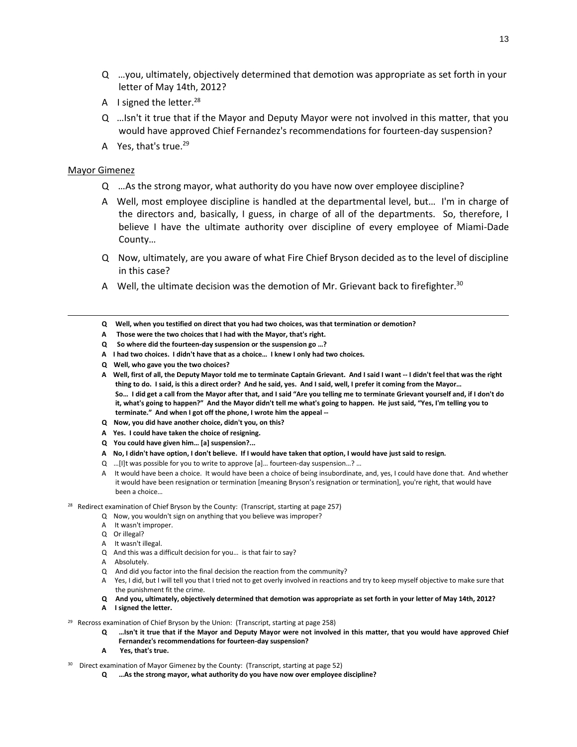Q …you, ultimately, objectively determined that demotion was appropriate as set forth in your letter of May 14th, 2012?

A I signed the letter.[28]

Q …Isn't it true that if the Mayor and Deputy Mayor were not involved in this matter, that you would have approved Chief Fernandez's recommendations for fourteen-day suspension?

A Yes, that's true.[29]

Mayor Gimenez

Q …As the strong mayor, what authority do you have now over employee discipline?

A Well, most employee discipline is handled at the departmental level, but… I'm in charge of the directors and, basically, I guess, in charge of all of the departments. So, therefore, I believe I have the ultimate authority over discipline of every employee of Miami-Dade County…

Q Now, ultimately, are you aware of what Fire Chief Bryson decided as to the level of discipline in this case?

A Well, the ultimate decision was the demotion of Mr. Grievant back to firefighter.[30]

---

**Q Well, when you testified on direct that you had two choices, was that termination or demotion?**

**A Those were the two choices that I had with the Mayor, that's right.**

**Q So where did the fourteen-day suspension or the suspension go …?**

**A I had two choices. I didn't have that as a choice… I knew I only had two choices.**

**Q Well, who gave you the two choices?**

**A Well, first of all, the Deputy Mayor told me to terminate Captain Grievant. And I said I want -- I didn't feel that was the right thing to do. I said, is this a direct order? And he said, yes. And I said, well, I prefer it coming from the Mayor… So… I did get a call from the Mayor after that, and I said "Are you telling me to terminate Grievant yourself and, if I don't do it, what's going to happen?" And the Mayor didn't tell me what's going to happen. He just said, "Yes, I'm telling you to terminate." And when I got off the phone, I wrote him the appeal --**

**Q Now, you did have another choice, didn't you, on this?**

**A Yes. I could have taken the choice of resigning.**

**Q You could have given him… [a] suspension?...**

**A No, I didn't have option, I don't believe. If I would have taken that option, I would have just said to resign.**

Q …[I]t was possible for you to write to approve [a]… fourteen-day suspension…? …

A It would have been a choice. It would have been a choice of being insubordinate, and, yes, I could have done that. And whether it would have been resignation or termination [meaning Bryson's resignation or termination], you're right, that would have been a choice…

[28] Redirect examination of Chief Bryson by the County: (Transcript, starting at page 257)

Q Now, you wouldn't sign on anything that you believe was improper?

A It wasn't improper.

Q Or illegal?

A It wasn't illegal.

Q And this was a difficult decision for you… is that fair to say?

A Absolutely.

Q And did you factor into the final decision the reaction from the community?

A Yes, I did, but I will tell you that I tried not to get overly involved in reactions and try to keep myself objective to make sure that the punishment fit the crime.

**Q And you, ultimately, objectively determined that demotion was appropriate as set forth in your letter of May 14th, 2012?**

**A I signed the letter.**

[29] Recross examination of Chief Bryson by the Union: (Transcript, starting at page 258)

**Q …Isn't it true that if the Mayor and Deputy Mayor were not involved in this matter, that you would have approved Chief Fernandez's recommendations for fourteen-day suspension?**

**A Yes, that's true.**

[30] Direct examination of Mayor Gimenez by the County: (Transcript, starting at page 52)

**Q …As the strong mayor, what authority do you have now over employee discipline?**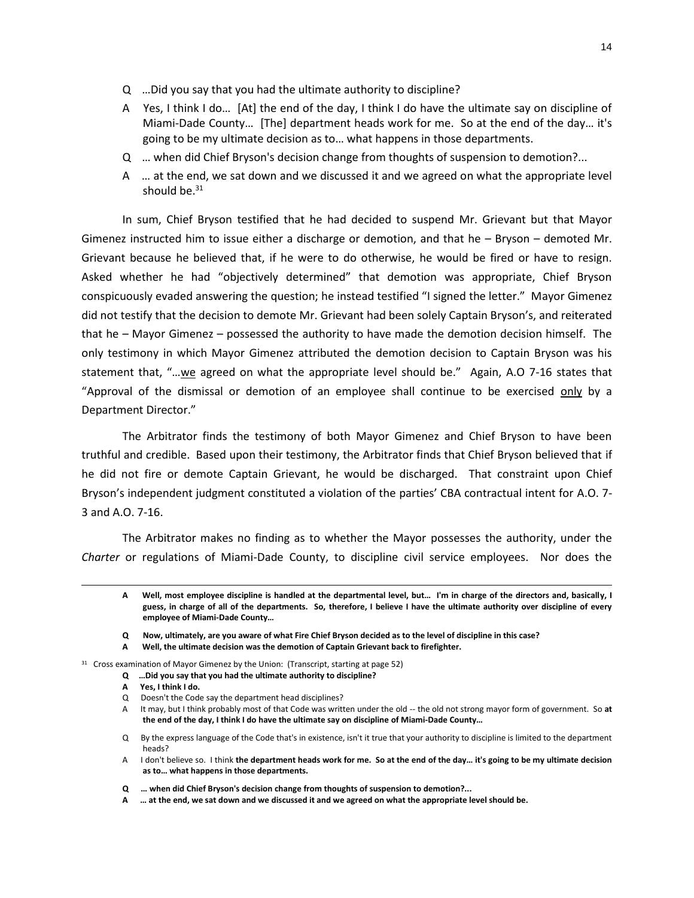Q …Did you say that you had the ultimate authority to discipline?

A Yes, I think I do… [At] the end of the day, I think I do have the ultimate say on discipline of Miami-Dade County… [The] department heads work for me. So at the end of the day… it's going to be my ultimate decision as to… what happens in those departments.

Q … when did Chief Bryson's decision change from thoughts of suspension to demotion?...

A … at the end, we sat down and we discussed it and we agreed on what the appropriate level should be.[31]

In sum, Chief Bryson testified that he had decided to suspend Mr. Grievant but that Mayor Gimenez instructed him to issue either a discharge or demotion, and that he – Bryson – demoted Mr. Grievant because he believed that, if he were to do otherwise, he would be fired or have to resign. Asked whether he had "objectively determined" that demotion was appropriate, Chief Bryson conspicuously evaded answering the question; he instead testified "I signed the letter." Mayor Gimenez did not testify that the decision to demote Mr. Grievant had been solely Captain Bryson's, and reiterated that he – Mayor Gimenez – possessed the authority to have made the demotion decision himself. The only testimony in which Mayor Gimenez attributed the demotion decision to Captain Bryson was his statement that, "…<u>we</u> agreed on what the appropriate level should be." Again, A.O 7-16 states that "Approval of the dismissal or demotion of an employee shall continue to be exercised <u>only</u> by a Department Director."

The Arbitrator finds the testimony of both Mayor Gimenez and Chief Bryson to have been truthful and credible. Based upon their testimony, the Arbitrator finds that Chief Bryson believed that if he did not fire or demote Captain Grievant, he would be discharged. That constraint upon Chief Bryson's independent judgment constituted a violation of the parties' CBA contractual intent for A.O. 7-3 and A.O. 7-16.

The Arbitrator makes no finding as to whether the Mayor possesses the authority, under the *Charter* or regulations of Miami-Dade County, to discipline civil service employees. Nor does the

---

**A Well, most employee discipline is handled at the departmental level, but… I'm in charge of the directors and, basically, I guess, in charge of all of the departments. So, therefore, I believe I have the ultimate authority over discipline of every employee of Miami-Dade County…**

**Q Now, ultimately, are you aware of what Fire Chief Bryson decided as to the level of discipline in this case?**

**A Well, the ultimate decision was the demotion of Captain Grievant back to firefighter.**

[31] Cross examination of Mayor Gimenez by the Union: (Transcript, starting at page 52)

**Q …Did you say that you had the ultimate authority to discipline?**

**A Yes, I think I do.**

Q Doesn't the Code say the department head disciplines?

A It may, but I think probably most of that Code was written under the old -- the old not strong mayor form of government. So **at the end of the day, I think I do have the ultimate say on discipline of Miami-Dade County…**

Q By the express language of the Code that's in existence, isn't it true that your authority to discipline is limited to the department heads?

A I don't believe so. I think **the department heads work for me. So at the end of the day… it's going to be my ultimate decision as to… what happens in those departments.**

**Q … when did Chief Bryson's decision change from thoughts of suspension to demotion?...**

**A … at the end, we sat down and we discussed it and we agreed on what the appropriate level should be.**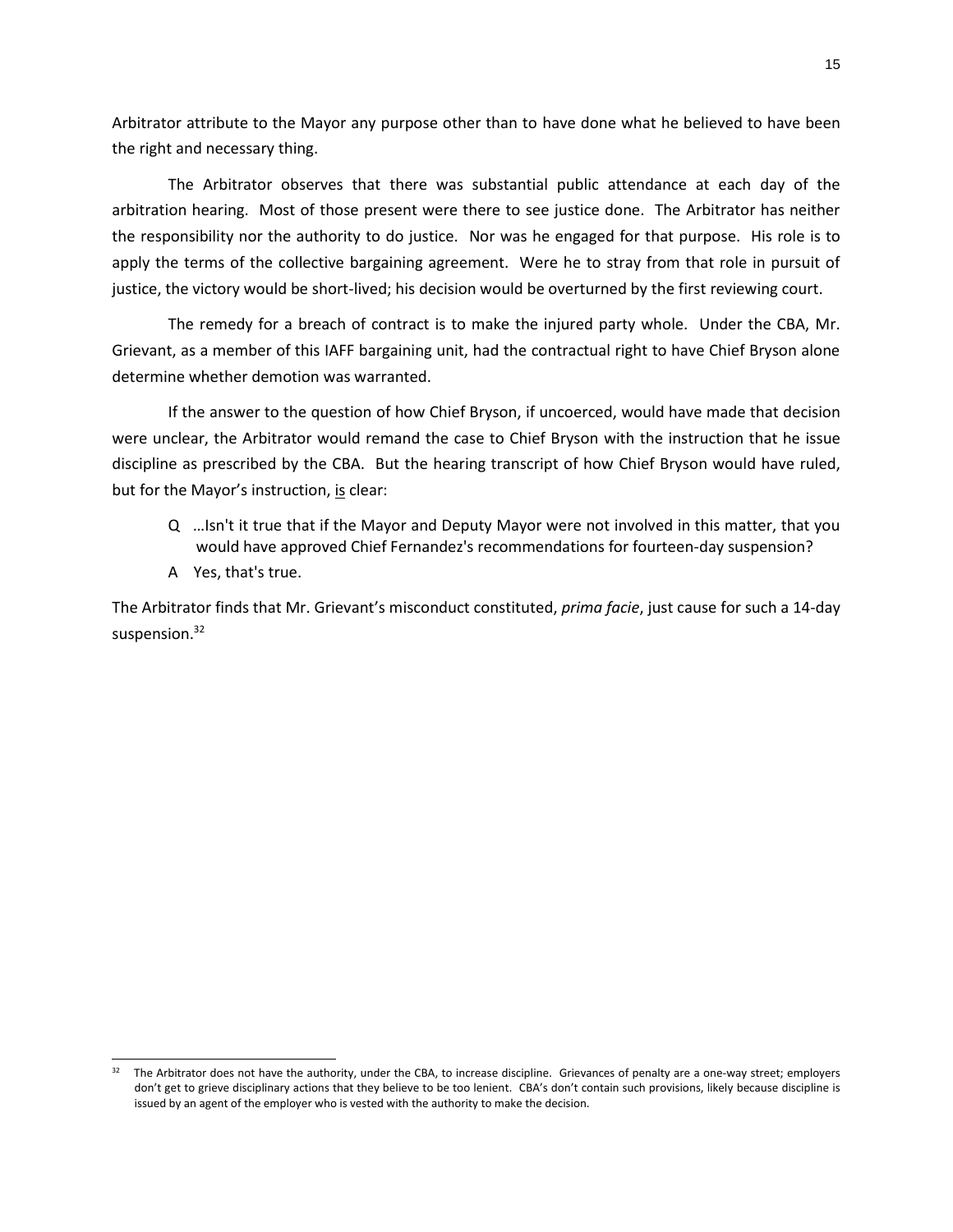Arbitrator attribute to the Mayor any purpose other than to have done what he believed to have been the right and necessary thing.

The Arbitrator observes that there was substantial public attendance at each day of the arbitration hearing. Most of those present were there to see justice done. The Arbitrator has neither the responsibility nor the authority to do justice. Nor was he engaged for that purpose. His role is to apply the terms of the collective bargaining agreement. Were he to stray from that role in pursuit of justice, the victory would be short-lived; his decision would be overturned by the first reviewing court.

The remedy for a breach of contract is to make the injured party whole. Under the CBA, Mr. Grievant, as a member of this IAFF bargaining unit, had the contractual right to have Chief Bryson alone determine whether demotion was warranted.

If the answer to the question of how Chief Bryson, if uncoerced, would have made that decision were unclear, the Arbitrator would remand the case to Chief Bryson with the instruction that he issue discipline as prescribed by the CBA. But the hearing transcript of how Chief Bryson would have ruled, but for the Mayor's instruction, <u>is</u> clear:

> Q …Isn't it true that if the Mayor and Deputy Mayor were not involved in this matter, that you would have approved Chief Fernandez's recommendations for fourteen-day suspension?
>
> A Yes, that's true.

The Arbitrator finds that Mr. Grievant's misconduct constituted, *prima facie*, just cause for such a 14-day suspension.[32]

---

[32] The Arbitrator does not have the authority, under the CBA, to increase discipline. Grievances of penalty are a one-way street; employers don't get to grieve disciplinary actions that they believe to be too lenient. CBA's don't contain such provisions, likely because discipline is issued by an agent of the employer who is vested with the authority to make the decision.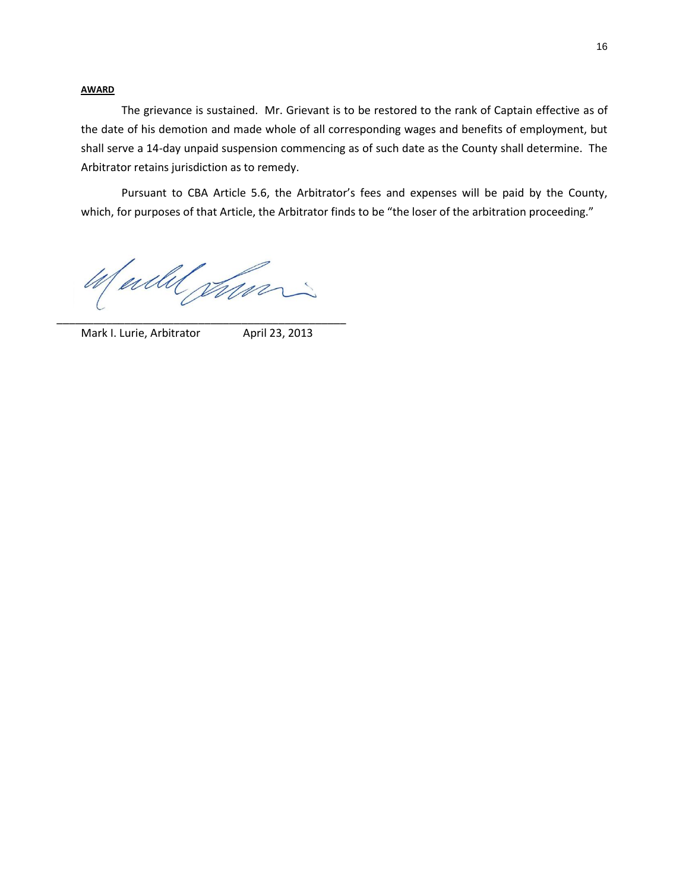**AWARD**

The grievance is sustained. Mr. Grievant is to be restored to the rank of Captain effective as of the date of his demotion and made whole of all corresponding wages and benefits of employment, but shall serve a 14-day unpaid suspension commencing as of such date as the County shall determine. The Arbitrator retains jurisdiction as to remedy.

Pursuant to CBA Article 5.6, the Arbitrator's fees and expenses will be paid by the County, which, for purposes of that Article, the Arbitrator finds to be "the loser of the arbitration proceeding."

_______________________________________________

Mark I. Lurie, Arbitrator April 23, 2013